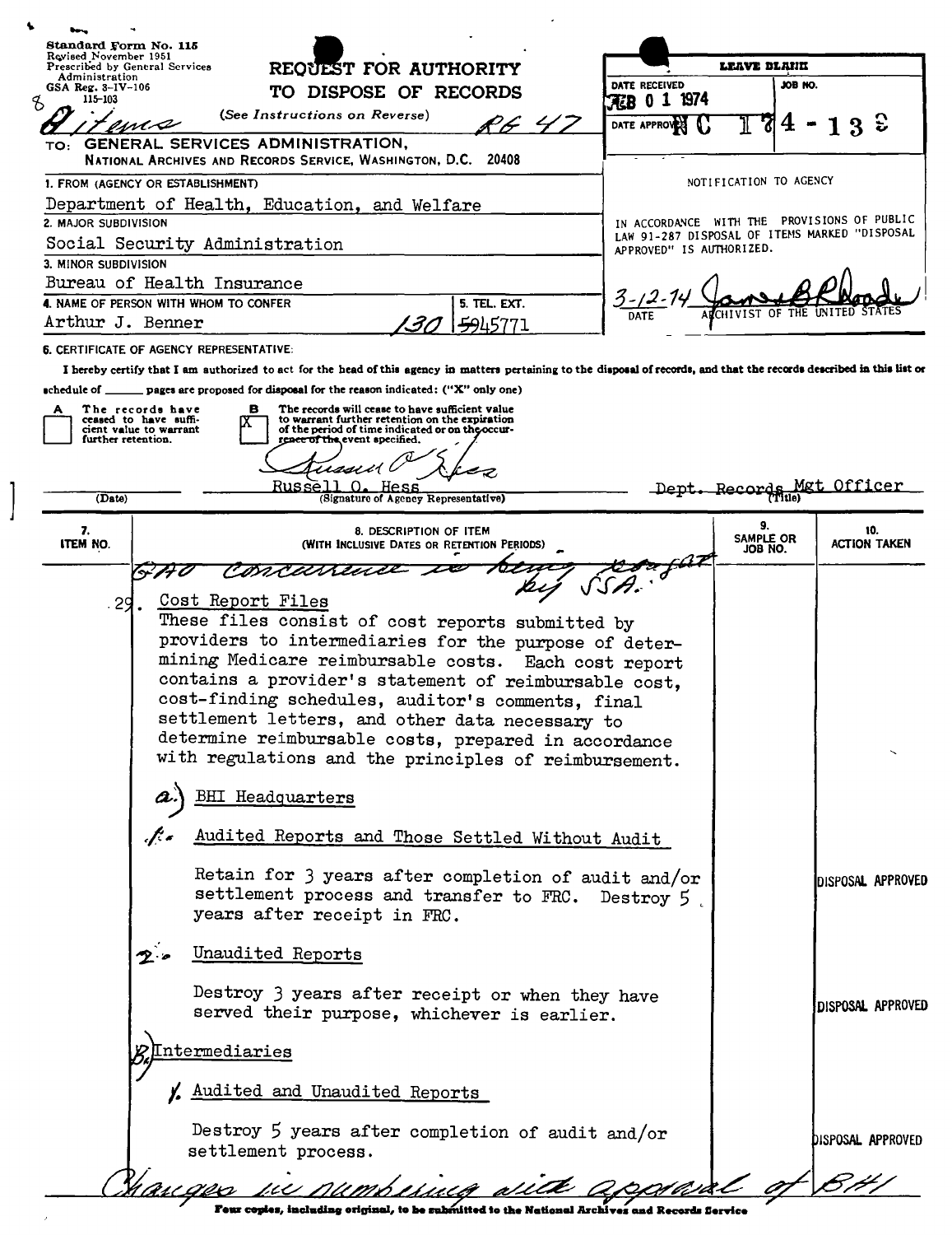Standard Form No. 115
Revised November 1951
Prescribed by General Services Administration
GSA Reg. 3-IV-106
115-103

8 items

# REQUEST FOR AUTHORITY TO DISPOSE OF RECORDS

(See Instructions on Reverse)

RG 47

TO: GENERAL SERVICES ADMINISTRATION, NATIONAL ARCHIVES AND RECORDS SERVICE, WASHINGTON, D.C. 20408

| LEAVE BLANK | |
|---|---|
| DATE RECEIVED: FEB 0 1 1974 | JOB NO. |
| DATE APPROVED | NC 174-138 |

NOTIFICATION TO AGENCY

IN ACCORDANCE WITH THE PROVISIONS OF PUBLIC LAW 91-287 DISPOSAL OF ITEMS MARKED "DISPOSAL APPROVED" IS AUTHORIZED.

3-12-74 — James B Rhoads — ARCHIVIST OF THE UNITED STATES

1. FROM (AGENCY OR ESTABLISHMENT): Department of Health, Education, and Welfare
2. MAJOR SUBDIVISION: Social Security Administration
3. MINOR SUBDIVISION: Bureau of Health Insurance
4. NAME OF PERSON WITH WHOM TO CONFER: Arthur J. Benner
5. TEL. EXT.: 130 5945771

6. CERTIFICATE OF AGENCY REPRESENTATIVE:

I hereby certify that I am authorized to act for the head of this agency in matters pertaining to the disposal of records, and that the records described in this list or schedule of ______ pages are proposed for disposal for the reason indicated: ("X" only one)

- [ ] A — The records have ceased to have sufficient value to warrant further retention.
- [X] B — The records will cease to have sufficient value to warrant further retention on the expiration of the period of time indicated or on the occurrence of the event specified.

(Date) — Russell O. Hess (Signature of Agency Representative) — Dept. Records Mgt Officer (Title)

| 7. ITEM NO. | 8. DESCRIPTION OF ITEM (WITH INCLUSIVE DATES OR RETENTION PERIODS) | 9. SAMPLE OR JOB NO. | 10. ACTION TAKEN |
|---|---|---|---|
| | GAO concurrence is being sought by SSA. | | |
| 29. | **Cost Report Files** These files consist of cost reports submitted by providers to intermediaries for the purpose of determining Medicare reimbursable costs. Each cost report contains a provider's statement of reimbursable cost, cost-finding schedules, auditor's comments, final settlement letters, and other data necessary to determine reimbursable costs, prepared in accordance with regulations and the principles of reimbursement. | | |
| | a.) BHI Headquarters | | |
| | 1. Audited Reports and Those Settled Without Audit — Retain for 3 years after completion of audit and/or settlement process and transfer to FRC. Destroy 5 years after receipt in FRC. | | DISPOSAL APPROVED |
| | 2. Unaudited Reports — Destroy 3 years after receipt or when they have served their purpose, whichever is earlier. | | DISPOSAL APPROVED |
| | B.) Intermediaries | | |
| | 1. Audited and Unaudited Reports — Destroy 5 years after completion of audit and/or settlement process. | | DISPOSAL APPROVED |

Changes in numbering with approval of BHI

Four copies, including original, to be submitted to the National Archives and Records Service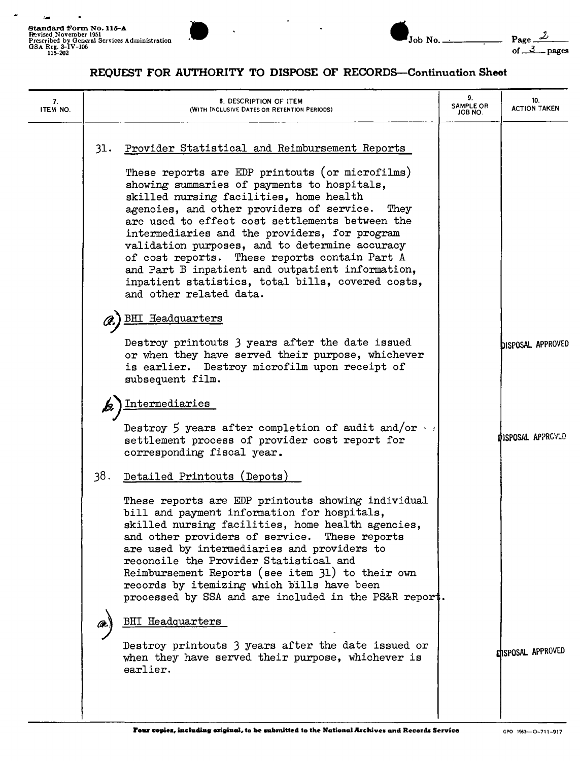Standard Form No. 115-A
Revised November 1951
Prescribed by General Services Administration
GSA Reg. 3-IV-106
115-202

Job No. ______ Page 2 of 3 pages

# REQUEST FOR AUTHORITY TO DISPOSE OF RECORDS—Continuation Sheet

| 7. ITEM NO. | 8. DESCRIPTION OF ITEM (WITH INCLUSIVE DATES OR RETENTION PERIODS) | 9. SAMPLE OR JOB NO. | 10. ACTION TAKEN |
|---|---|---|---|
| | 31. Provider Statistical and Reimbursement Reports<br><br>These reports are EDP printouts (or microfilms) showing summaries of payments to hospitals, skilled nursing facilities, home health agencies, and other providers of service. They are used to effect cost settlements between the intermediaries and the providers, for program validation purposes, and to determine accuracy of cost reports. These reports contain Part A and Part B inpatient and outpatient information, inpatient statistics, total bills, covered costs, and other related data. | | |
| | a) BHI Headquarters<br><br>Destroy printouts 3 years after the date issued or when they have served their purpose, whichever is earlier. Destroy microfilm upon receipt of subsequent film. | | DISPOSAL APPROVED |
| | b) Intermediaries<br><br>Destroy 5 years after completion of audit and/or settlement process of provider cost report for corresponding fiscal year. | | DISPOSAL APPROVED |
| | 38. Detailed Printouts (Depots)<br><br>These reports are EDP printouts showing individual bill and payment information for hospitals, skilled nursing facilities, home health agencies, and other providers of service. These reports are used by intermediaries and providers to reconcile the Provider Statistical and Reimbursement Reports (see item 31) to their own records by itemizing which bills have been processed by SSA and are included in the PS&R report. | | |
| | a) BHI Headquarters<br><br>Destroy printouts 3 years after the date issued or when they have served their purpose, whichever is earlier. | | DISPOSAL APPROVED |

Four copies, including original, to be submitted to the National Archives and Records Service

GPO 1963—O-711-917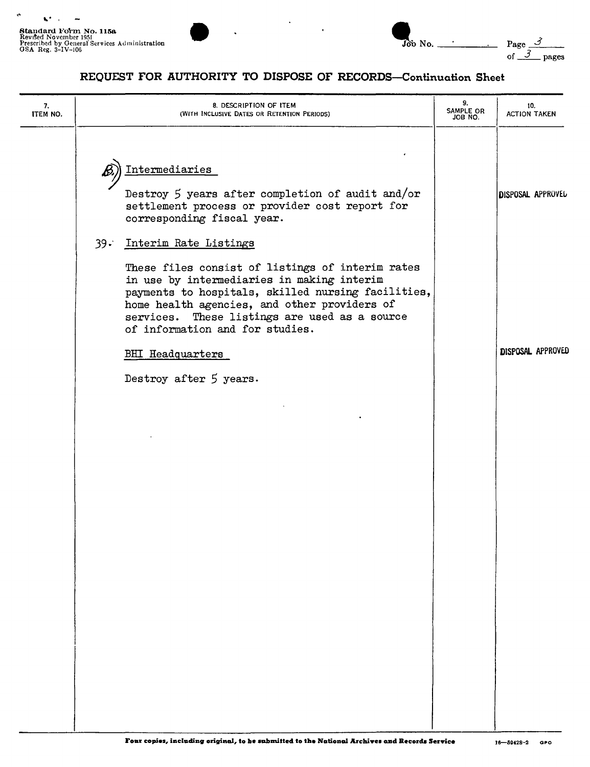Standard Form No. 115a
Revised November 1951
Prescribed by General Services Administration
GSA Reg. 3-IV-106

Job No. ______ Page 3 of 3 pages

# REQUEST FOR AUTHORITY TO DISPOSE OF RECORDS—Continuation Sheet

| 7. ITEM NO. | 8. DESCRIPTION OF ITEM (WITH INCLUSIVE DATES OR RETENTION PERIODS) | 9. SAMPLE OR JOB NO. | 10. ACTION TAKEN |
|---|---|---|---|
| | B.) Intermediaries | | |
| | Destroy 5 years after completion of audit and/or settlement process or provider cost report for corresponding fiscal year. | | DISPOSAL APPROVED |
| | 39. Interim Rate Listings | | |
| | These files consist of listings of interim rates in use by intermediaries in making interim payments to hospitals, skilled nursing facilities, home health agencies, and other providers of services. These listings are used as a source of information and for studies. | | |
| | BHI Headquarters | | DISPOSAL APPROVED |
| | Destroy after 5 years. | | |

Four copies, including original, to be submitted to the National Archives and Records Service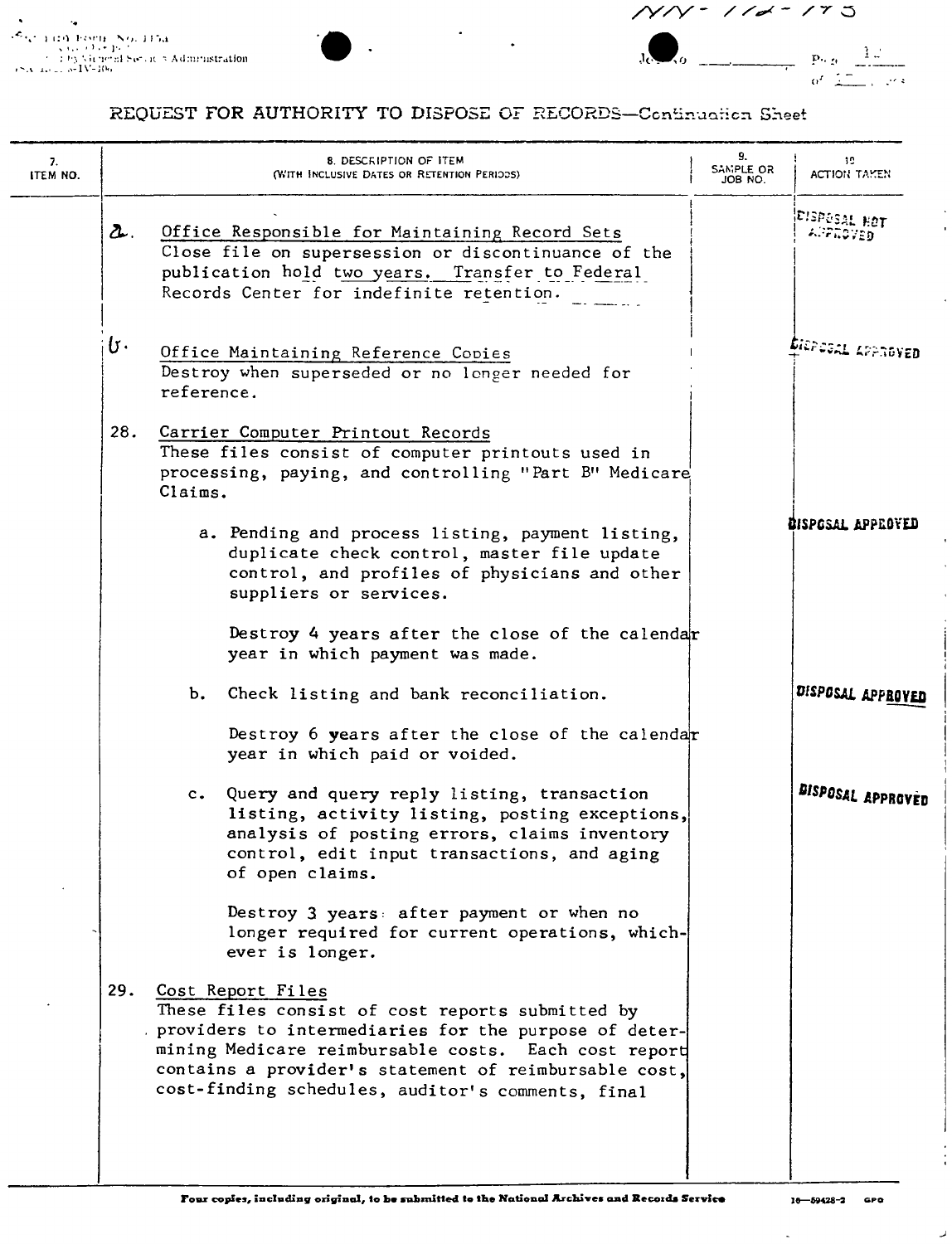NN-172-175

# REQUEST FOR AUTHORITY TO DISPOSE OF RECORDS—Continuation Sheet

| 7. ITEM NO. | 8. DESCRIPTION OF ITEM (WITH INCLUSIVE DATES OR RETENTION PERIODS) | 9. SAMPLE OR JOB NO. | 10. ACTION TAKEN |
|---|---|---|---|
| | a. Office Responsible for Maintaining Record Sets<br>Close file on supersession or discontinuance of the publication hold two years. Transfer to Federal Records Center for indefinite retention. | | DISPOSAL NOT APPROVED |
| | b. Office Maintaining Reference Copies<br>Destroy when superseded or no longer needed for reference. | | DISPOSAL APPROVED |
| 28. | Carrier Computer Printout Records<br>These files consist of computer printouts used in processing, paying, and controlling "Part B" Medicare Claims. | | |
| | a. Pending and process listing, payment listing, duplicate check control, master file update control, and profiles of physicians and other suppliers or services.<br><br>Destroy 4 years after the close of the calendar year in which payment was made. | | DISPOSAL APPROVED |
| | b. Check listing and bank reconciliation.<br><br>Destroy 6 years after the close of the calendar year in which paid or voided. | | DISPOSAL APPROVED |
| | c. Query and query reply listing, transaction listing, activity listing, posting exceptions, analysis of posting errors, claims inventory control, edit input transactions, and aging of open claims.<br><br>Destroy 3 years after payment or when no longer required for current operations, whichever is longer. | | DISPOSAL APPROVED |
| 29. | Cost Report Files<br>These files consist of cost reports submitted by providers to intermediaries for the purpose of determining Medicare reimbursable costs. Each cost report contains a provider's statement of reimbursable cost, cost-finding schedules, auditor's comments, final | | |

**Four copies, including original, to be submitted to the National Archives and Records Service**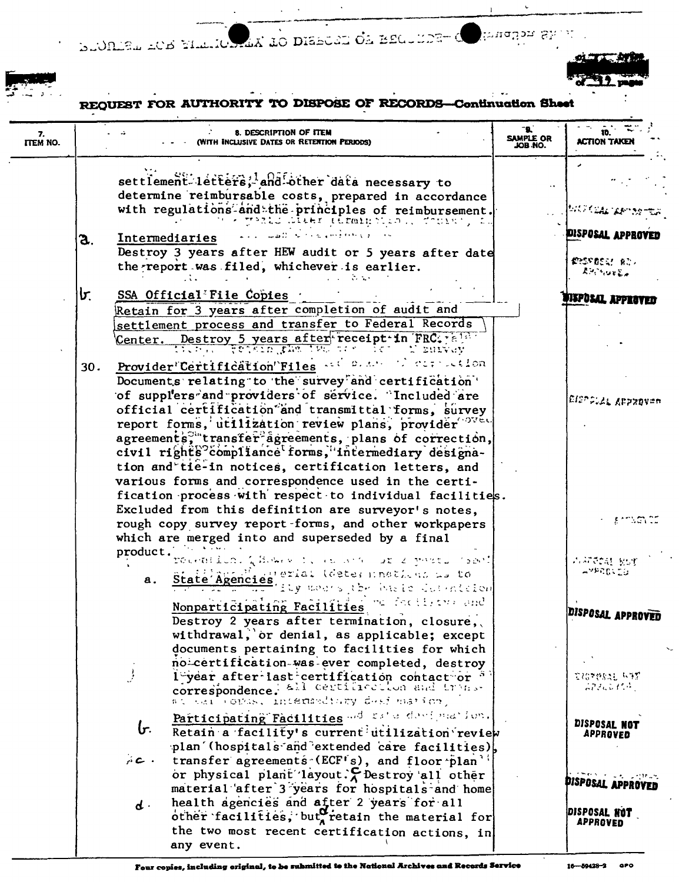## REQUEST FOR AUTHORITY TO DISPOSE OF RECORDS—Continuation Sheet

| 7. ITEM NO. | 8. DESCRIPTION OF ITEM (WITH INCLUSIVE DATES OR RETENTION PERIODS) | 9. SAMPLE OR JOB NO. | 10. ACTION TAKEN |
|---|---|---|---|
| | settlement letters, and other data necessary to determine reimbursable costs, prepared in accordance with regulations and the principles of reimbursement. | | |
| | a. Intermediaries<br>Destroy 3 years after HEW audit or 5 years after date the report was filed, whichever is earlier. | | DISPOSAL APPROVED |
| | b. SSA Official File Copies<br>Retain for 3 years after completion of audit and settlement process and transfer to Federal Records Center. Destroy 5 years after receipt in FRC. | | DISPOSAL APPROVED |
| 30. | Provider Certification Files<br>Documents relating to the survey and certification of supplers and providers of service. Included are official certification and transmittal forms, survey report forms, utilization review plans, provider agreements, transfer agreements, plans of correction, civil rights compliance forms, intermediary designation and tie-in notices, certification letters, and various forms and correspondence used in the certification process with respect to individual facilities. Excluded from this definition are surveyor's notes, rough copy survey report forms, and other workpapers which are merged into and superseded by a final product. | | |
| | a. State Agencies<br><br>Nonparticipating Facilities<br>Destroy 2 years after termination, closure, withdrawal, or denial, as applicable; except documents pertaining to facilities for which no certification was ever completed, destroy 1 year after last certification contact or correspondence. | | DISPOSAL APPROVED |
| | b. Participating Facilities<br>Retain a facility's current utilization review plan (hospitals and extended care facilities), | | DISPOSAL NOT APPROVED |
| | c. transfer agreements (ECF's), and floor plan or physical plant layout. Destroy all other material after 3 years for hospitals and home health agencies and after 2 years for all other facilities, | | DISPOSAL APPROVED |
| | d. but retain the material for the two most recent certification actions, in any event. | | DISPOSAL NOT APPROVED |

Four copies, including original, to be submitted to the National Archives and Records Service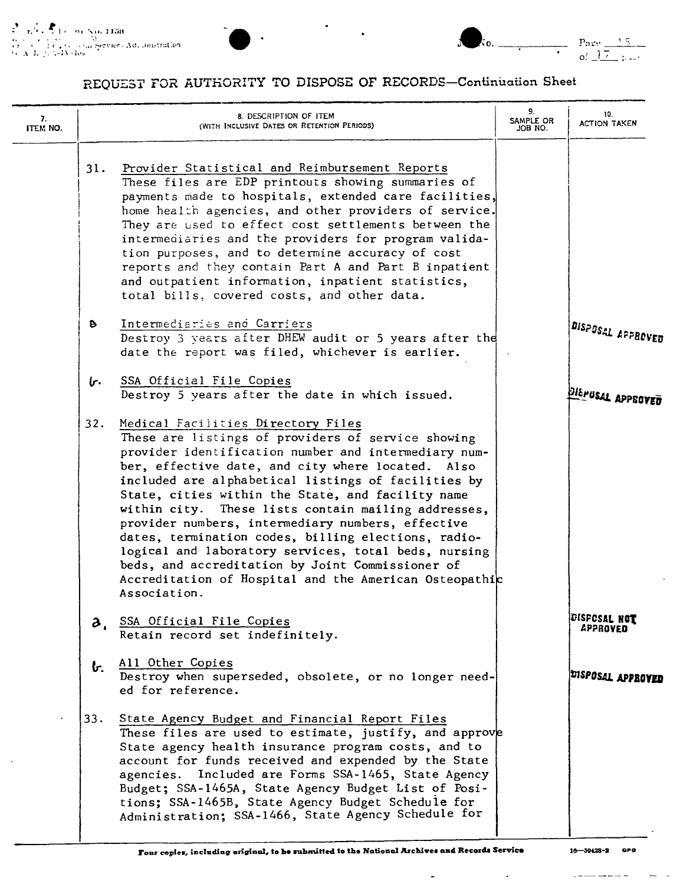## REQUEST FOR AUTHORITY TO DISPOSE OF RECORDS—Continuation Sheet

| 7. ITEM NO. | 8. DESCRIPTION OF ITEM (WITH INCLUSIVE DATES OR RETENTION PERIODS) | 9. SAMPLE OR JOB NO. | 10. ACTION TAKEN |
|---|---|---|---|
| | 31. Provider Statistical and Reimbursement Reports<br>These files are EDP printouts showing summaries of payments made to hospitals, extended care facilities, home health agencies, and other providers of service. They are used to effect cost settlements between the intermediaries and the providers for program validation purposes, and to determine accuracy of cost reports and they contain Part A and Part B inpatient and outpatient information, inpatient statistics, total bills, covered costs, and other data. | | |
| | a. Intermediaries and Carriers<br>Destroy 3 years after DHEW audit or 5 years after the date the report was filed, whichever is earlier. | | DISPOSAL APPROVED |
| | b. SSA Official File Copies<br>Destroy 5 years after the date in which issued. | | DISPOSAL APPROVED |
| | 32. Medical Facilities Directory Files<br>These are listings of providers of service showing provider identification number and intermediary number, effective date, and city where located. Also included are alphabetical listings of facilities by State, cities within the State, and facility name within city. These lists contain mailing addresses, provider numbers, intermediary numbers, effective dates, termination codes, billing elections, radiological and laboratory services, total beds, nursing beds, and accreditation by Joint Commissioner of Accreditation of Hospital and the American Osteopathic Association. | | |
| | a. SSA Official File Copies<br>Retain record set indefinitely. | | DISPOSAL NOT APPROVED |
| | b. All Other Copies<br>Destroy when superseded, obsolete, or no longer needed for reference. | | DISPOSAL APPROVED |
| | 33. State Agency Budget and Financial Report Files<br>These files are used to estimate, justify, and approve State agency health insurance program costs, and to account for funds received and expended by the State agencies. Included are Forms SSA-1465, State Agency Budget; SSA-1465A, State Agency Budget List of Positions; SSA-1465B, State Agency Budget Schedule for Administration; SSA-1466, State Agency Schedule for | | |

Four copies, including original, to be submitted to the National Archives and Records Service